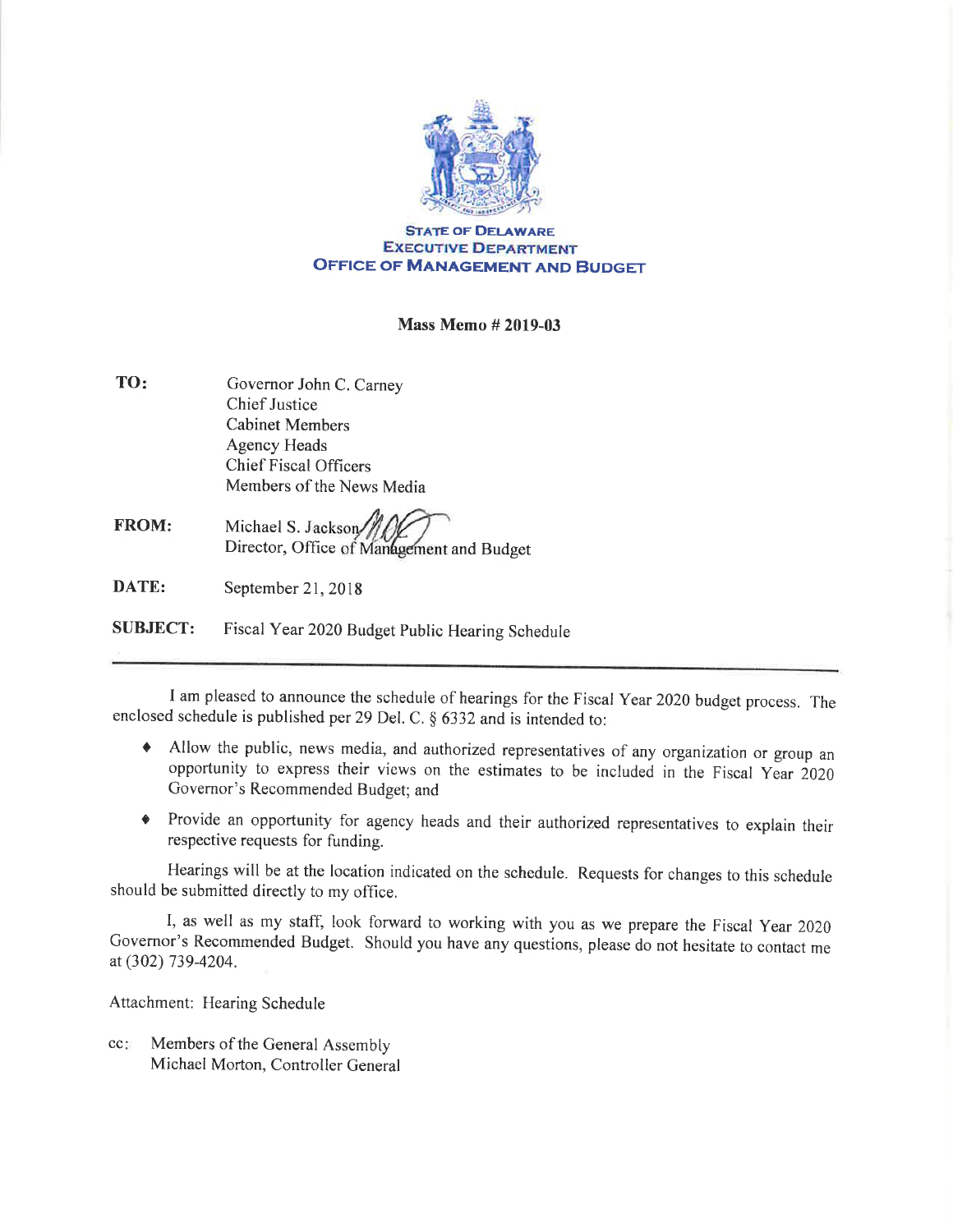**STATE OF DELAWARE**
**EXECUTIVE DEPARTMENT**
**OFFICE OF MANAGEMENT AND BUDGET**

**Mass Memo # 2019-03**

**TO:** Governor John C. Carney
Chief Justice
Cabinet Members
Agency Heads
Chief Fiscal Officers
Members of the News Media

**FROM:** Michael S. Jackson
Director, Office of Management and Budget

**DATE:** September 21, 2018

**SUBJECT:** Fiscal Year 2020 Budget Public Hearing Schedule

---

I am pleased to announce the schedule of hearings for the Fiscal Year 2020 budget process. The enclosed schedule is published per 29 Del. C. § 6332 and is intended to:

- Allow the public, news media, and authorized representatives of any organization or group an opportunity to express their views on the estimates to be included in the Fiscal Year 2020 Governor's Recommended Budget; and
- Provide an opportunity for agency heads and their authorized representatives to explain their respective requests for funding.

Hearings will be at the location indicated on the schedule. Requests for changes to this schedule should be submitted directly to my office.

I, as well as my staff, look forward to working with you as we prepare the Fiscal Year 2020 Governor's Recommended Budget. Should you have any questions, please do not hesitate to contact me at (302) 739-4204.

Attachment: Hearing Schedule

cc: Members of the General Assembly
Michael Morton, Controller General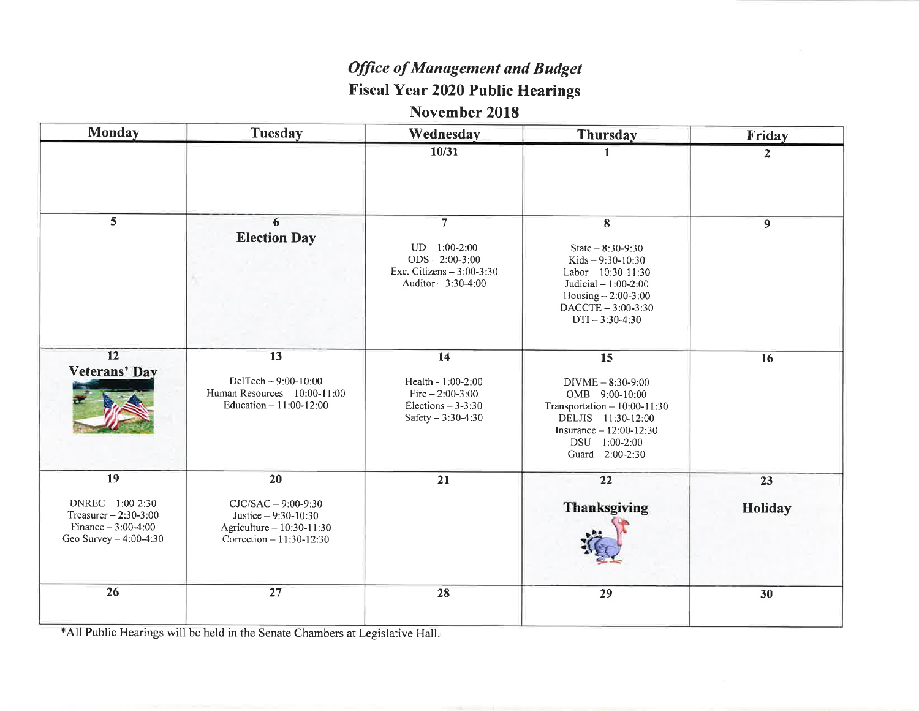## *Office of Management and Budget*

## Fiscal Year 2020 Public Hearings

## November 2018

| Monday | Tuesday | Wednesday | Thursday | Friday |
|---|---|---|---|---|
| | | **10/31** | **1** | **2** |
| **5** | **6**<br>**Election Day** | **7**<br>UD – 1:00-2:00<br>ODS – 2:00-3:00<br>Exc. Citizens – 3:00-3:30<br>Auditor – 3:30-4:00 | **8**<br>State – 8:30-9:30<br>Kids – 9:30-10:30<br>Labor – 10:30-11:30<br>Judicial – 1:00-2:00<br>Housing – 2:00-3:00<br>DACCTE – 3:00-3:30<br>DTI – 3:30-4:30 | **9** |
| **12**<br>**Veterans' Day** | **13**<br>DelTech – 9:00-10:00<br>Human Resources – 10:00-11:00<br>Education – 11:00-12:00 | **14**<br>Health - 1:00-2:00<br>Fire – 2:00-3:00<br>Elections – 3-3:30<br>Safety – 3:30-4:30 | **15**<br>DIVME – 8:30-9:00<br>OMB – 9:00-10:00<br>Transportation – 10:00-11:30<br>DELJIS – 11:30-12:00<br>Insurance – 12:00-12:30<br>DSU – 1:00-2:00<br>Guard – 2:00-2:30 | **16** |
| **19**<br>DNREC – 1:00-2:30<br>Treasurer – 2:30-3:00<br>Finance – 3:00-4:00<br>Geo Survey – 4:00-4:30 | **20**<br>CJC/SAC – 9:00-9:30<br>Justice – 9:30-10:30<br>Agriculture – 10:30-11:30<br>Correction – 11:30-12:30 | **21** | **22**<br>**Thanksgiving** | **23**<br>**Holiday** |
| **26** | **27** | **28** | **29** | **30** |

*All Public Hearings will be held in the Senate Chambers at Legislative Hall.